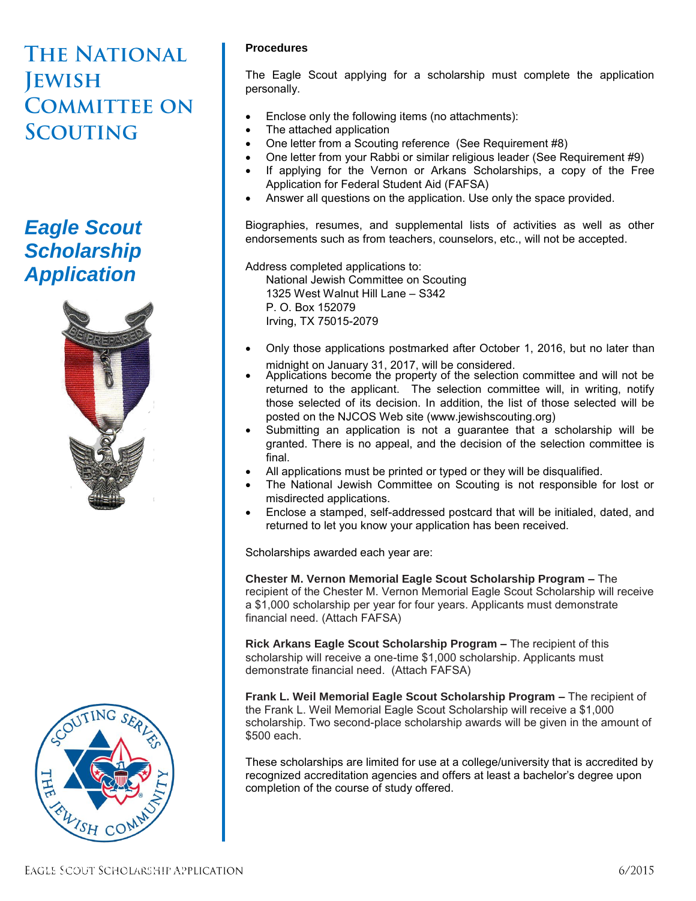# The National Jewish Committee on Scouting

## *Eagle Scout Scholarship Application*

### Procedures

The Eagle Scout applying for a scholarship must complete the application personally.

- Enclose only the following items (no attachments):
- The attached application
- One letter from a Scouting reference (See Requirement #8)
- One letter from your Rabbi or similar religious leader (See Requirement #9)
- If applying for the Vernon or Arkans Scholarships, a copy of the Free Application for Federal Student Aid (FAFSA)
- Answer all questions on the application. Use only the space provided.

Biographies, resumes, and supplemental lists of activities as well as other endorsements such as from teachers, counselors, etc., will not be accepted.

Address completed applications to:

National Jewish Committee on Scouting
1325 West Walnut Hill Lane – S342
P. O. Box 152079
Irving, TX 75015-2079

- Only those applications postmarked after October 1, 2016, but no later than midnight on January 31, 2017, will be considered.
- Applications become the property of the selection committee and will not be returned to the applicant. The selection committee will, in writing, notify those selected of its decision. In addition, the list of those selected will be posted on the NJCOS Web site (www.jewishscouting.org)
- Submitting an application is not a guarantee that a scholarship will be granted. There is no appeal, and the decision of the selection committee is final.
- All applications must be printed or typed or they will be disqualified.
- The National Jewish Committee on Scouting is not responsible for lost or misdirected applications.
- Enclose a stamped, self-addressed postcard that will be initialed, dated, and returned to let you know your application has been received.

Scholarships awarded each year are:

**Chester M. Vernon Memorial Eagle Scout Scholarship Program –** The recipient of the Chester M. Vernon Memorial Eagle Scout Scholarship will receive a $1,000 scholarship per year for four years. Applicants must demonstrate financial need. (Attach FAFSA)

**Rick Arkans Eagle Scout Scholarship Program –** The recipient of this scholarship will receive a one-time $1,000 scholarship. Applicants must demonstrate financial need. (Attach FAFSA)

**Frank L. Weil Memorial Eagle Scout Scholarship Program –** The recipient of the Frank L. Weil Memorial Eagle Scout Scholarship will receive a $1,000 scholarship. Two second-place scholarship awards will be given in the amount of $500 each.

These scholarships are limited for use at a college/university that is accredited by recognized accreditation agencies and offers at least a bachelor's degree upon completion of the course of study offered.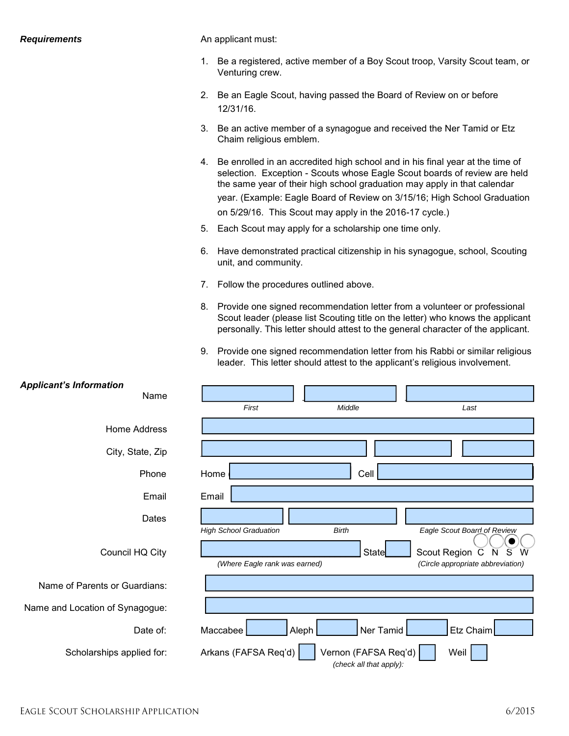***Requirements***

An applicant must:

1. Be a registered, active member of a Boy Scout troop, Varsity Scout team, or Venturing crew.
2. Be an Eagle Scout, having passed the Board of Review on or before 12/31/16.
3. Be an active member of a synagogue and received the Ner Tamid or Etz Chaim religious emblem.
4. Be enrolled in an accredited high school and in his final year at the time of selection. Exception - Scouts whose Eagle Scout boards of review are held the same year of their high school graduation may apply in that calendar year. (Example: Eagle Board of Review on 3/15/16; High School Graduation on 5/29/16. This Scout may apply in the 2016-17 cycle.)
5. Each Scout may apply for a scholarship one time only.
6. Have demonstrated practical citizenship in his synagogue, school, Scouting unit, and community.
7. Follow the procedures outlined above.
8. Provide one signed recommendation letter from a volunteer or professional Scout leader (please list Scouting title on the letter) who knows the applicant personally. This letter should attest to the general character of the applicant.
9. Provide one signed recommendation letter from his Rabbi or similar religious leader. This letter should attest to the applicant's religious involvement.

***Applicant's Information***

Name: ____________ ____________ ____________
*First* *Middle* *Last*

Home Address: ____________

City, State, Zip: ____________ ____________ ____________

Phone: Home ____________ Cell ____________

Email: Email ____________

Dates: ____________ ____________ ____________
*High School Graduation* *Birth* *Eagle Scout Board of Review*

Council HQ City: ____________ State ____ Scout Region C N S W
*(Where Eagle rank was earned)* *(Circle appropriate abbreviation)*

Name of Parents or Guardians: ____________

Name and Location of Synagogue: ____________

Date of: Maccabee ______ Aleph ______ Ner Tamid ______ Etz Chaim ______

Scholarships applied for: Arkans (FAFSA Req'd) ☐ Vernon (FAFSA Req'd) ☐ Weil ☐
*(check all that apply):*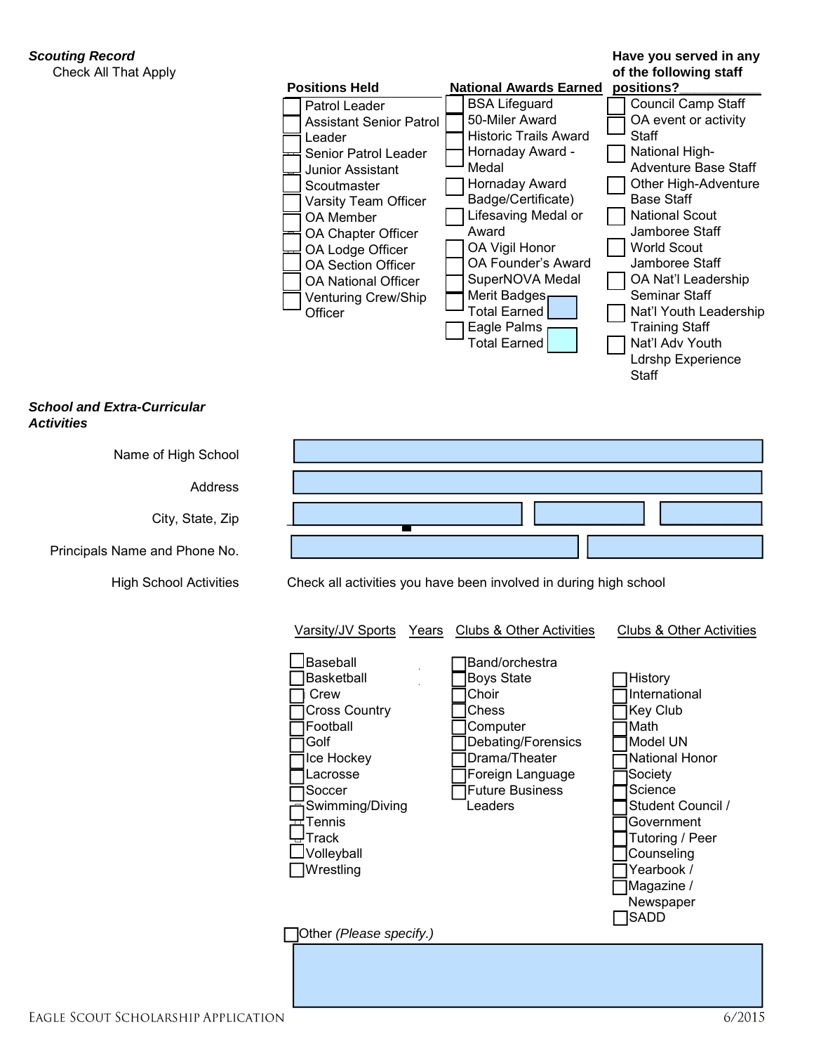***Scouting Record***

Check All That Apply

**Positions Held**

- [ ] Patrol Leader
- [ ] Assistant Senior Patrol Leader
- [ ] Senior Patrol Leader
- [ ] Junior Assistant Scoutmaster
- [ ] Varsity Team Officer
- [ ] OA Member
- [ ] OA Chapter Officer
- [ ] OA Lodge Officer
- [ ] OA Section Officer
- [ ] OA National Officer
- [ ] Venturing Crew/Ship Officer

**National Awards Earned**

- [ ] BSA Lifeguard
- [ ] 50-Miler Award
- [ ] Historic Trails Award
- [ ] Hornaday Award - Medal
- [ ] Hornaday Award Badge/Certificate)
- [ ] Lifesaving Medal or Award
- [ ] OA Vigil Honor
- [ ] OA Founder's Award
- [ ] SuperNOVA Medal
- [ ] Merit Badges Total Earned ______
- [ ] Eagle Palms Total Earned ______

**Have you served in any of the following staff positions?**___________

- [ ] Council Camp Staff
- [ ] OA event or activity Staff
- [ ] National High-Adventure Base Staff
- [ ] Other High-Adventure Base Staff
- [ ] National Scout Jamboree Staff
- [ ] World Scout Jamboree Staff
- [ ] OA Nat'l Leadership Seminar Staff
- [ ] Nat'l Youth Leadership Training Staff
- [ ] Nat'l Adv Youth Ldrshp Experience Staff

***School and Extra-Curricular Activities***

Name of High School ______________________________

Address ______________________________

City, State, Zip ______________ ______________ ______________

Principals Name and Phone No. ______________________ ______________

High School Activities: Check all activities you have been involved in during high school

Varsity/JV Sports | Years

- [ ] Baseball
- [ ] Basketball
- [ ] Crew
- [ ] Cross Country
- [ ] Football
- [ ] Golf
- [ ] Ice Hockey
- [ ] Lacrosse
- [ ] Soccer
- [ ] Swimming/Diving
- [ ] Tennis
- [ ] Track
- [ ] Volleyball
- [ ] Wrestling

Clubs & Other Activities

- [ ] Band/orchestra
- [ ] Boys State
- [ ] Choir
- [ ] Chess
- [ ] Computer
- [ ] Debating/Forensics
- [ ] Drama/Theater
- [ ] Foreign Language
- [ ] Future Business Leaders

Clubs & Other Activities

- [ ] History
- [ ] International
- [ ] Key Club
- [ ] Math
- [ ] Model UN
- [ ] National Honor Society
- [ ] Science
- [ ] Student Council / Government
- [ ] Tutoring / Peer Counseling
- [ ] Yearbook / Magazine / Newspaper
- [ ] SADD

- [ ] Other *(Please specify.)*

______________________________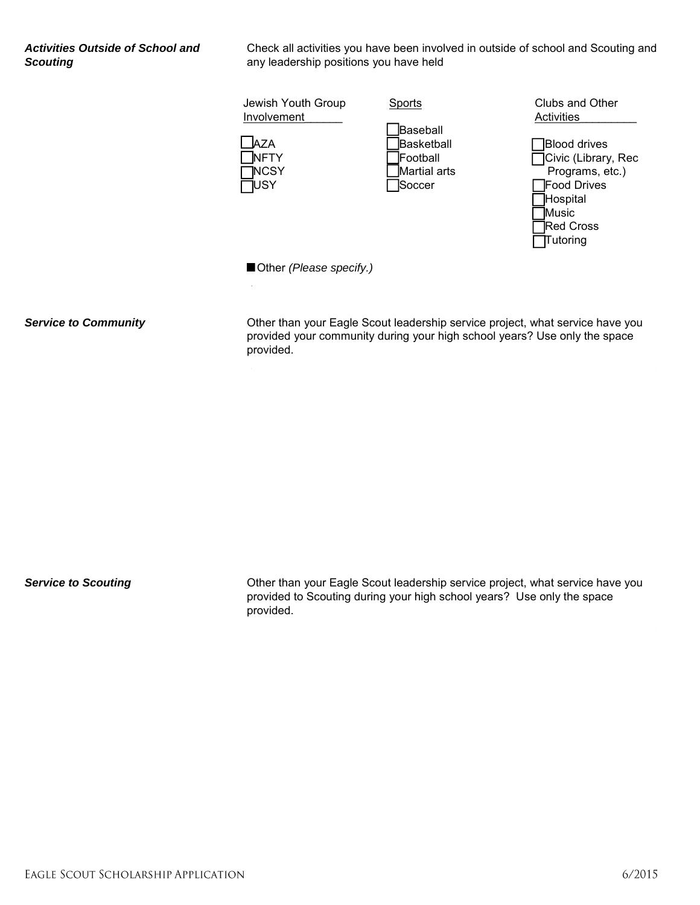***Activities Outside of School and Scouting***

Check all activities you have been involved in outside of school and Scouting and any leadership positions you have held

Jewish Youth Group Involvement______

- ☐ AZA
- ☐ NFTY
- ☐ NCSY
- ☐ USY

Sports

- ☐ Baseball
- ☐ Basketball
- ☐ Football
- ☐ Martial arts
- ☐ Soccer

Clubs and Other Activities_________

- ☐ Blood drives
- ☐ Civic (Library, Rec Programs, etc.)
- ☐ Food Drives
- ☐ Hospital
- ☐ Music
- ☐ Red Cross
- ☐ Tutoring

■ Other *(Please specify.)*

***Service to Community***

Other than your Eagle Scout leadership service project, what service have you provided your community during your high school years? Use only the space provided.

***Service to Scouting***

Other than your Eagle Scout leadership service project, what service have you provided to Scouting during your high school years? Use only the space provided.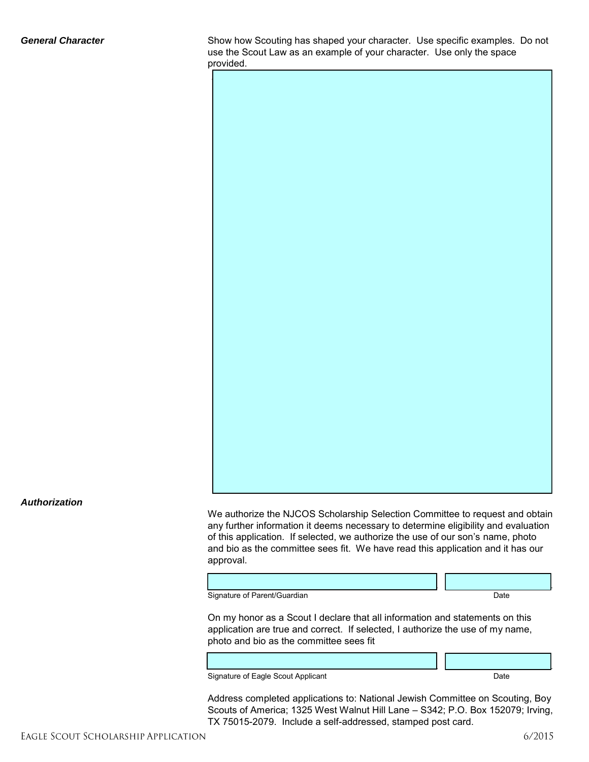***General Character***

Show how Scouting has shaped your character. Use specific examples. Do not use the Scout Law as an example of your character. Use only the space provided.

***Authorization***

We authorize the NJCOS Scholarship Selection Committee to request and obtain any further information it deems necessary to determine eligibility and evaluation of this application. If selected, we authorize the use of our son's name, photo and bio as the committee sees fit. We have read this application and it has our approval.

Signature of Parent/Guardian Date

On my honor as a Scout I declare that all information and statements on this application are true and correct. If selected, I authorize the use of my name, photo and bio as the committee sees fit

Signature of Eagle Scout Applicant Date

Address completed applications to: National Jewish Committee on Scouting, Boy Scouts of America; 1325 West Walnut Hill Lane – S342; P.O. Box 152079; Irving, TX 75015-2079. Include a self-addressed, stamped post card.